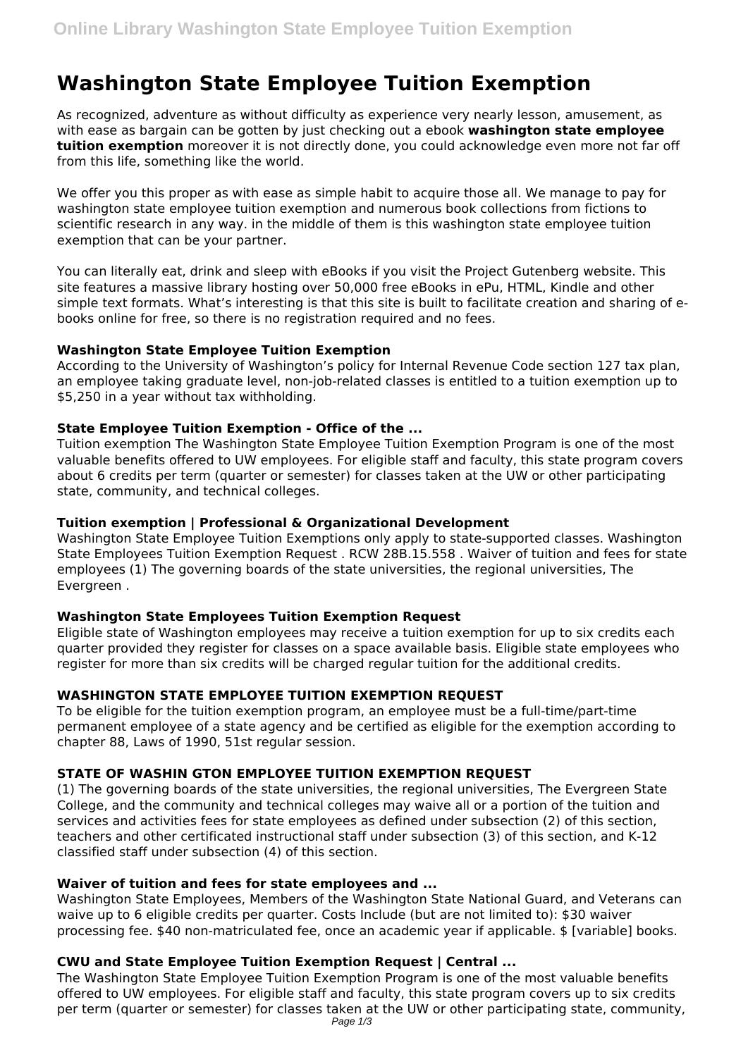# Washington State Employee Tuition Exemption

As recognized, adventure as without difficulty as experience very nearly lesson, amusement, as with ease as bargain can be gotten by just checking out a ebook **washington state employee tuition exemption** moreover it is not directly done, you could acknowledge even more not far off from this life, something like the world.

We offer you this proper as with ease as simple habit to acquire those all. We manage to pay for washington state employee tuition exemption and numerous book collections from fictions to scientific research in any way. in the middle of them is this washington state employee tuition exemption that can be your partner.

You can literally eat, drink and sleep with eBooks if you visit the Project Gutenberg website. This site features a massive library hosting over 50,000 free eBooks in ePu, HTML, Kindle and other simple text formats. What's interesting is that this site is built to facilitate creation and sharing of e-books online for free, so there is no registration required and no fees.

### Washington State Employee Tuition Exemption

According to the University of Washington's policy for Internal Revenue Code section 127 tax plan, an employee taking graduate level, non-job-related classes is entitled to a tuition exemption up to $5,250 in a year without tax withholding.

### State Employee Tuition Exemption - Office of the ...

Tuition exemption The Washington State Employee Tuition Exemption Program is one of the most valuable benefits offered to UW employees. For eligible staff and faculty, this state program covers about 6 credits per term (quarter or semester) for classes taken at the UW or other participating state, community, and technical colleges.

### Tuition exemption | Professional & Organizational Development

Washington State Employee Tuition Exemptions only apply to state-supported classes. Washington State Employees Tuition Exemption Request . RCW 28B.15.558 . Waiver of tuition and fees for state employees (1) The governing boards of the state universities, the regional universities, The Evergreen .

### Washington State Employees Tuition Exemption Request

Eligible state of Washington employees may receive a tuition exemption for up to six credits each quarter provided they register for classes on a space available basis. Eligible state employees who register for more than six credits will be charged regular tuition for the additional credits.

### WASHINGTON STATE EMPLOYEE TUITION EXEMPTION REQUEST

To be eligible for the tuition exemption program, an employee must be a full-time/part-time permanent employee of a state agency and be certified as eligible for the exemption according to chapter 88, Laws of 1990, 51st regular session.

### STATE OF WASHIN GTON EMPLOYEE TUITION EXEMPTION REQUEST

(1) The governing boards of the state universities, the regional universities, The Evergreen State College, and the community and technical colleges may waive all or a portion of the tuition and services and activities fees for state employees as defined under subsection (2) of this section, teachers and other certificated instructional staff under subsection (3) of this section, and K-12 classified staff under subsection (4) of this section.

### Waiver of tuition and fees for state employees and ...

Washington State Employees, Members of the Washington State National Guard, and Veterans can waive up to 6 eligible credits per quarter. Costs Include (but are not limited to): $30 waiver processing fee. $40 non-matriculated fee, once an academic year if applicable. $ [variable] books.

### CWU and State Employee Tuition Exemption Request | Central ...

The Washington State Employee Tuition Exemption Program is one of the most valuable benefits offered to UW employees. For eligible staff and faculty, this state program covers up to six credits per term (quarter or semester) for classes taken at the UW or other participating state, community,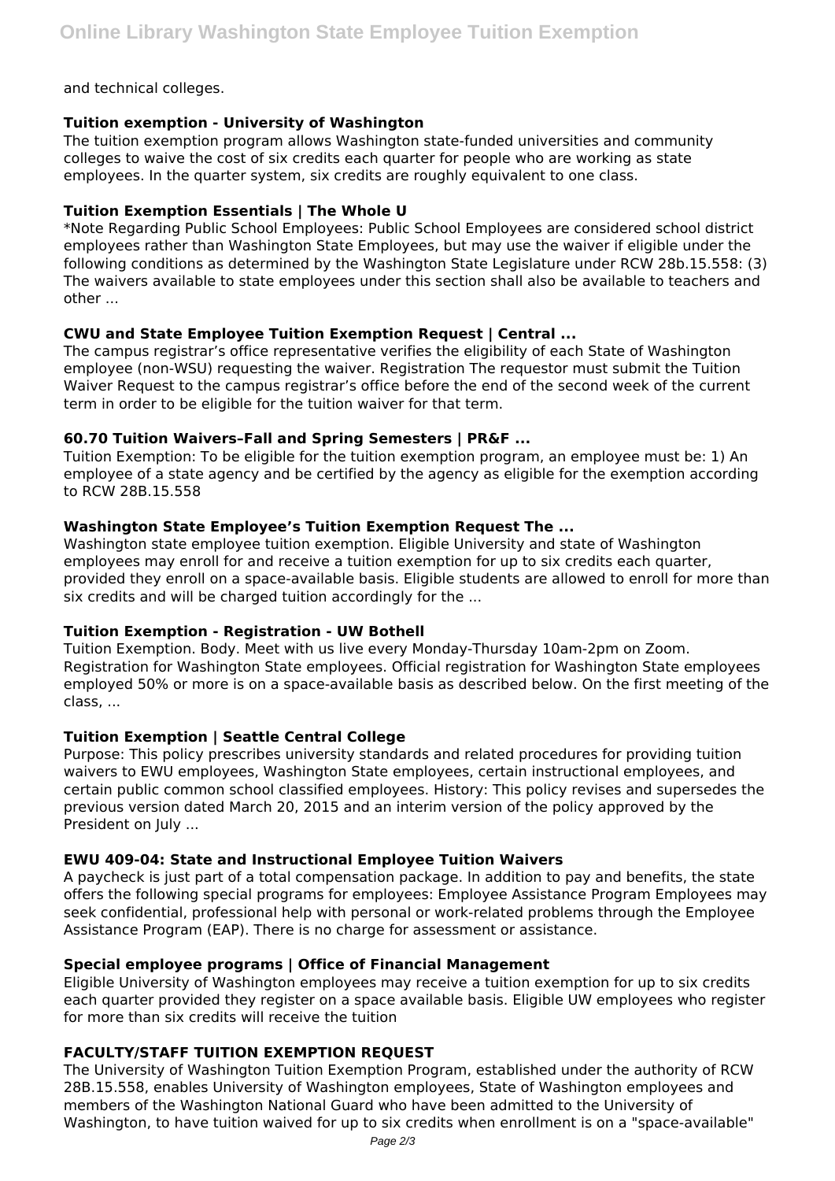and technical colleges.

### Tuition exemption - University of Washington

The tuition exemption program allows Washington state-funded universities and community colleges to waive the cost of six credits each quarter for people who are working as state employees. In the quarter system, six credits are roughly equivalent to one class.

### Tuition Exemption Essentials | The Whole U

*Note Regarding Public School Employees: Public School Employees are considered school district employees rather than Washington State Employees, but may use the waiver if eligible under the following conditions as determined by the Washington State Legislature under RCW 28b.15.558: (3) The waivers available to state employees under this section shall also be available to teachers and other ...

### CWU and State Employee Tuition Exemption Request | Central ...

The campus registrar's office representative verifies the eligibility of each State of Washington employee (non-WSU) requesting the waiver. Registration The requestor must submit the Tuition Waiver Request to the campus registrar's office before the end of the second week of the current term in order to be eligible for the tuition waiver for that term.

### 60.70 Tuition Waivers–Fall and Spring Semesters | PR&F ...

Tuition Exemption: To be eligible for the tuition exemption program, an employee must be: 1) An employee of a state agency and be certified by the agency as eligible for the exemption according to RCW 28B.15.558

### Washington State Employee's Tuition Exemption Request The ...

Washington state employee tuition exemption. Eligible University and state of Washington employees may enroll for and receive a tuition exemption for up to six credits each quarter, provided they enroll on a space-available basis. Eligible students are allowed to enroll for more than six credits and will be charged tuition accordingly for the ...

### Tuition Exemption - Registration - UW Bothell

Tuition Exemption. Body. Meet with us live every Monday-Thursday 10am-2pm on Zoom. Registration for Washington State employees. Official registration for Washington State employees employed 50% or more is on a space-available basis as described below. On the first meeting of the class, ...

### Tuition Exemption | Seattle Central College

Purpose: This policy prescribes university standards and related procedures for providing tuition waivers to EWU employees, Washington State employees, certain instructional employees, and certain public common school classified employees. History: This policy revises and supersedes the previous version dated March 20, 2015 and an interim version of the policy approved by the President on July ...

### EWU 409-04: State and Instructional Employee Tuition Waivers

A paycheck is just part of a total compensation package. In addition to pay and benefits, the state offers the following special programs for employees: Employee Assistance Program Employees may seek confidential, professional help with personal or work-related problems through the Employee Assistance Program (EAP). There is no charge for assessment or assistance.

### Special employee programs | Office of Financial Management

Eligible University of Washington employees may receive a tuition exemption for up to six credits each quarter provided they register on a space available basis. Eligible UW employees who register for more than six credits will receive the tuition

### FACULTY/STAFF TUITION EXEMPTION REQUEST

The University of Washington Tuition Exemption Program, established under the authority of RCW 28B.15.558, enables University of Washington employees, State of Washington employees and members of the Washington National Guard who have been admitted to the University of Washington, to have tuition waived for up to six credits when enrollment is on a "space-available"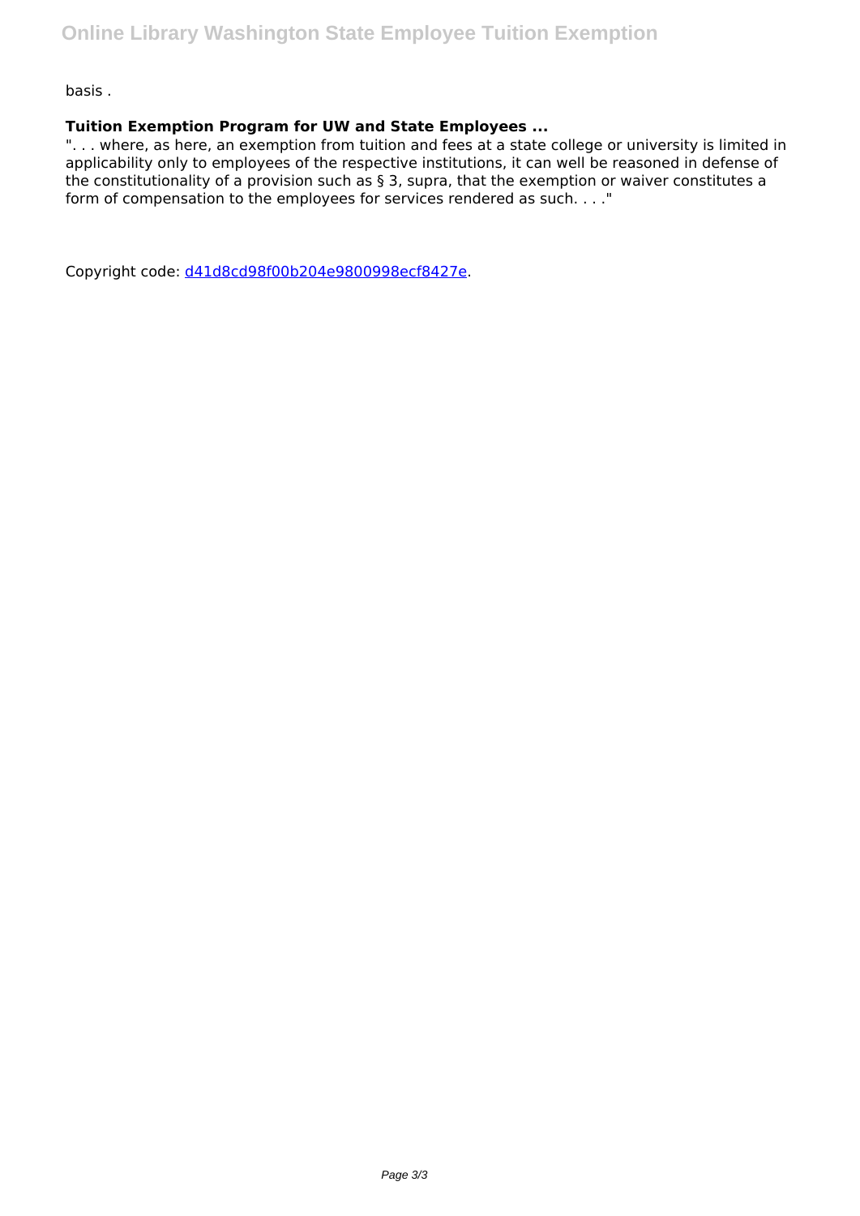basis .

**Tuition Exemption Program for UW and State Employees ...**

". . . where, as here, an exemption from tuition and fees at a state college or university is limited in applicability only to employees of the respective institutions, it can well be reasoned in defense of the constitutionality of a provision such as § 3, supra, that the exemption or waiver constitutes a form of compensation to the employees for services rendered as such. . . ."

Copyright code: d41d8cd98f00b204e9800998ecf8427e.